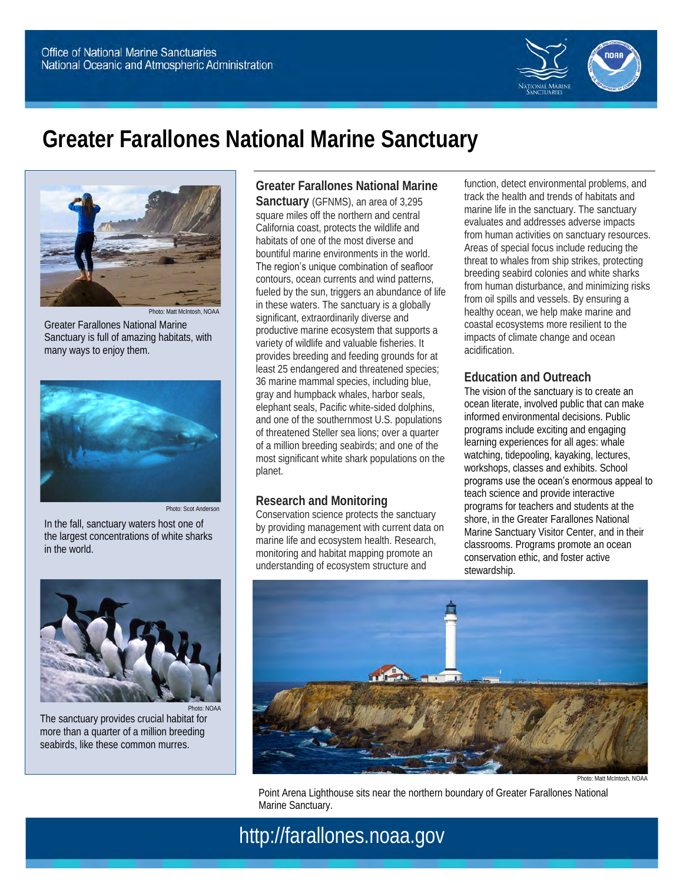Office of National Marine Sanctuaries
National Oceanic and Atmospheric Administration

# Greater Farallones National Marine Sanctuary

**Greater Farallones National Marine Sanctuary** (GFNMS), an area of 3,295 square miles off the northern and central California coast, protects the wildlife and habitats of one of the most diverse and bountiful marine environments in the world. The region's unique combination of seafloor contours, ocean currents and wind patterns, fueled by the sun, triggers an abundance of life in these waters. The sanctuary is a globally significant, extraordinarily diverse and productive marine ecosystem that supports a variety of wildlife and valuable fisheries. It provides breeding and feeding grounds for at least 25 endangered and threatened species; 36 marine mammal species, including blue, gray and humpback whales, harbor seals, elephant seals, Pacific white-sided dolphins, and one of the southernmost U.S. populations of threatened Steller sea lions; over a quarter of a million breeding seabirds; and one of the most significant white shark populations on the planet.

## Research and Monitoring

Conservation science protects the sanctuary by providing management with current data on marine life and ecosystem health. Research, monitoring and habitat mapping promote an understanding of ecosystem structure and function, detect environmental problems, and track the health and trends of habitats and marine life in the sanctuary. The sanctuary evaluates and addresses adverse impacts from human activities on sanctuary resources. Areas of special focus include reducing the threat to whales from ship strikes, protecting breeding seabird colonies and white sharks from human disturbance, and minimizing risks from oil spills and vessels. By ensuring a healthy ocean, we help make marine and coastal ecosystems more resilient to the impacts of climate change and ocean acidification.

## Education and Outreach

The vision of the sanctuary is to create an ocean literate, involved public that can make informed environmental decisions. Public programs include exciting and engaging learning experiences for all ages: whale watching, tidepooling, kayaking, lectures, workshops, classes and exhibits. School programs use the ocean's enormous appeal to teach science and provide interactive programs for teachers and students at the shore, in the Greater Farallones National Marine Sanctuary Visitor Center, and in their classrooms. Programs promote an ocean conservation ethic, and foster active stewardship.

Photo: Matt McIntosh, NOAA

Greater Farallones National Marine Sanctuary is full of amazing habitats, with many ways to enjoy them.

Photo: Scot Anderson

In the fall, sanctuary waters host one of the largest concentrations of white sharks in the world.

Photo: NOAA

The sanctuary provides crucial habitat for more than a quarter of a million breeding seabirds, like these common murres.

Photo: Matt McIntosh, NOAA

Point Arena Lighthouse sits near the northern boundary of Greater Farallones National Marine Sanctuary.

http://farallones.noaa.gov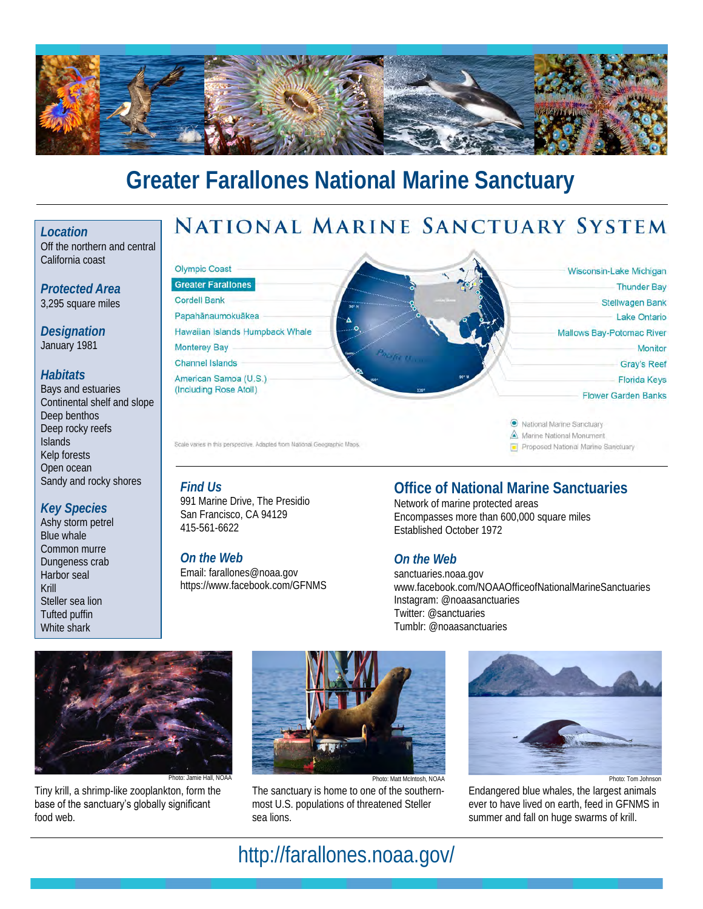# Greater Farallones National Marine Sanctuary

### *Location*
Off the northern and central California coast

### *Protected Area*
3,295 square miles

### *Designation*
January 1981

### *Habitats*
Bays and estuaries
Continental shelf and slope
Deep benthos
Deep rocky reefs
Islands
Kelp forests
Open ocean
Sandy and rocky shores

### *Key Species*
Ashy storm petrel
Blue whale
Common murre
Dungeness crab
Harbor seal
Krill
Steller sea lion
Tufted puffin
White shark

## National Marine Sanctuary System

Olympic Coast
Greater Farallones
Cordell Bank
Papahānaumokuākea
Hawaiian Islands Humpback Whale
Monterey Bay
Channel Islands
American Samoa (U.S.) (Including Rose Atoll)
Wisconsin-Lake Michigan
Thunder Bay
Stellwagen Bank
Lake Ontario
Mallows Bay-Potomac River
Monitor
Gray's Reef
Florida Keys
Flower Garden Banks

National Marine Sanctuary
Marine National Monument
Proposed National Marine Sanctuary

Scale varies in this perspective. Adapted from National Geographic Maps.

### *Find Us*
991 Marine Drive, The Presidio
San Francisco, CA 94129
415-561-6622

### *On the Web*
Email: farallones@noaa.gov
https://www.facebook.com/GFNMS

## Office of National Marine Sanctuaries
Network of marine protected areas
Encompasses more than 600,000 square miles
Established October 1972

### *On the Web*
sanctuaries.noaa.gov
www.facebook.com/NOAAOfficeofNationalMarineSanctuaries
Instagram: @noaasanctuaries
Twitter: @sanctuaries
Tumblr: @noaasanctuaries

Photo: Jamie Hall, NOAA
Tiny krill, a shrimp-like zooplankton, form the base of the sanctuary's globally significant food web.

Photo: Matt McIntosh, NOAA
The sanctuary is home to one of the southern-most U.S. populations of threatened Steller sea lions.

Photo: Tom Johnson
Endangered blue whales, the largest animals ever to have lived on earth, feed in GFNMS in summer and fall on huge swarms of krill.

http://farallones.noaa.gov/